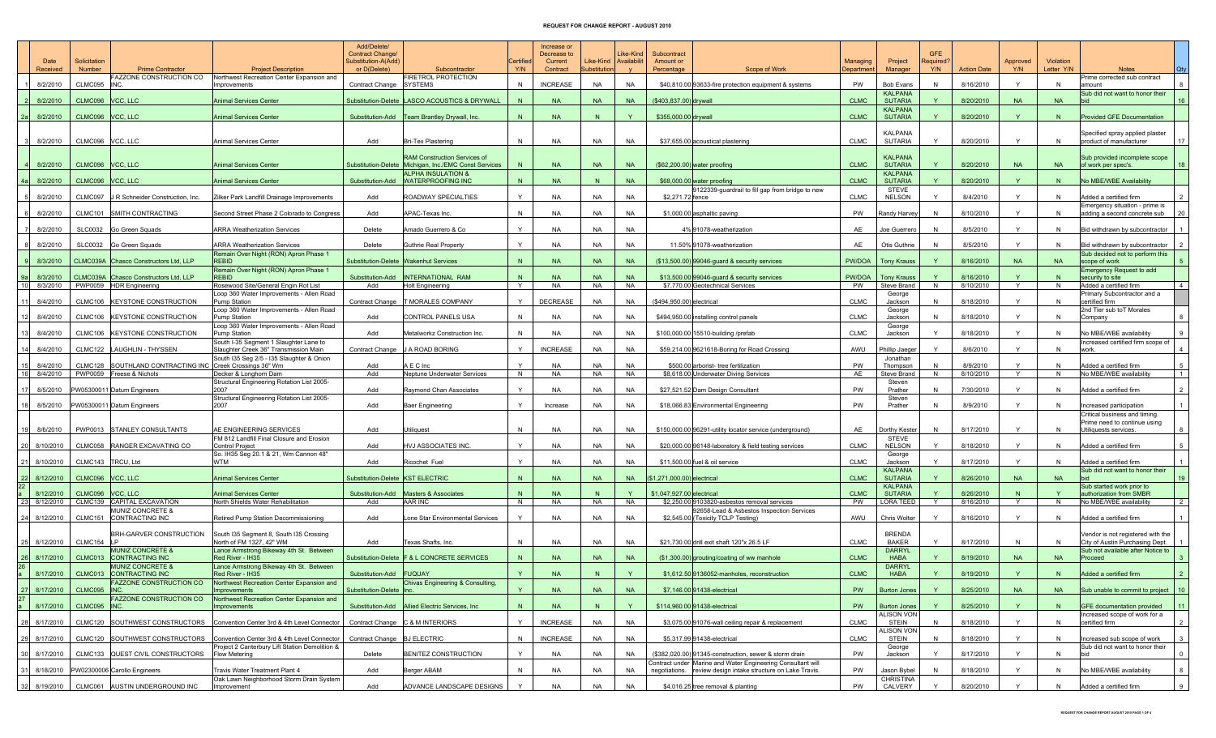# REQUEST FOR CHANGE REPORT - AUGUST 2010

| | Date Received | Solicitation Number | Prime Contractor | Project Description | Add/Delete/ Contract Change/ Substitution-A(Add) or D(Delete) | Subcontractor | Certified Y/N | Increase or Decrease to Current Contract | Like-Kind Substitution | Like-Kind Availability | Subcontract Amount or Percentage | Scope of Work | Managing Department | Project Manager | GFE Required? Y/N | Action Date | Approved Y/N | Violation Letter Y/N | Notes | Qty |
|---|---|---|---|---|---|---|---|---|---|---|---|---|---|---|---|---|---|---|---|---|
| 1 | 8/2/2010 | CLMC095 | FAZZONE CONSTRUCTION CO INC. | Northwest Recreation Center Expansion and Improvements | Contract Change | FIRETROL PROTECTION SYSTEMS | N | INCREASE | NA | NA | $40,810.00 | 93633-fire protection equipment & systems | PW | Bob Evans | N | 8/16/2010 | Y | N | Prime corrected sub contract amount | 8 |
| 2 | 8/2/2010 | CLMC096 | VCC, LLC | Animal Services Center | Substitution-Delete | LASCO ACOUSTICS & DRYWALL | N | NA | NA | NA | ($403,837.00) | drywall | CLMC | KALPANA SUTARIA | Y | 8/20/2010 | NA | NA | Sub did not want to honor their bid | 16 |
| 2a | 8/2/2010 | CLMC096 | VCC, LLC | Animal Services Center | Substitution-Add | Team Brantley Drywall, Inc. | N | NA | N | Y | $355,000.00 | drywall | CLMC | KALPANA SUTARIA | Y | 8/20/2010 | Y | N | Provided GFE Documentation | |
| 3 | 8/2/2010 | CLMC096 | VCC, LLC | Animal Services Center | Add | Bri-Tex Plastering | N | NA | NA | NA | $37,655.00 | acoustical plastering | CLMC | KALPANA SUTARIA | Y | 8/20/2010 | Y | N | Specified spray applied plaster product of manufacturer | 17 |
| 4 | 8/2/2010 | CLMC096 | VCC, LLC | Animal Services Center | Substitution-Delete | RAM Construction Services of Michigan, Inc./EMC Const Services | N | NA | NA | NA | ($62,200.00) | water proofing | CLMC | KALPANA SUTARIA | Y | 8/20/2010 | NA | NA | Sub provided incomplete scope of work per spec's. | 18 |
| 4a | 8/2/2010 | CLMC096 | VCC, LLC | Animal Services Center | Substitution-Add | ALPHA INSULATION & WATERPROOFING INC | N | NA | N | NA | $68,000.00 | water proofing | CLMC | KALPANA SUTARIA | Y | 8/20/2010 | Y | N | No MBE/WBE Availability | |
| 5 | 8/2/2010 | CLMC097 | J R Schneider Construction, Inc. | Zilker Park Landfill Drainage Improvements | Add | ROADWAY SPECIALTIES | Y | NA | NA | NA | $2,271.72 | 9122339-guardrail to fill gap from bridge to new fence | CLMC | STEVE NELSON | Y | 8/4/2010 | Y | N | Added a certified firm | 2 |
| 6 | 8/2/2010 | CLMC101 | SMITH CONTRACTING | Second Street Phase 2 Colorado to Congress | Add | APAC-Texas Inc. | N | NA | NA | NA | $1,000.00 | asphaltic paving | PW | Randy Harvey | N | 8/10/2010 | Y | N | Emergency situation - prime is adding a second concrete sub | 20 |
| 7 | 8/2/2010 | SLC0032 | Go Green Squads | ARRA Weatherization Services | Delete | Amado Guerrero & Co | Y | NA | NA | NA | 4% | 91078-weatherization | AE | Joe Guerrero | N | 8/5/2010 | Y | N | Bid withdrawn by subcontractor | 1 |
| 8 | 8/2/2010 | SLC0032 | Go Green Squads | ARRA Weatherization Services | Delete | Guthrie Real Property | Y | NA | NA | NA | 11.50% | 91078-weatherization | AE | Otis Guthrie | N | 8/5/2010 | Y | N | Bid withdrawn by subcontractor | 2 |
| 9 | 8/3/2010 | CLMC039A | Chasco Constructors Ltd, LLP | Remain Over Night (RON) Apron Phase 1 REBID | Substitution-Delete | Wakenhut Services | N | NA | NA | NA | ($13,500.00) | 99046-guard & security services | PW/DOA | Tony Krauss | Y | 8/16/2010 | NA | NA | Sub decided not to perform this scope of work | 5 |
| 9a | 8/3/2010 | CLMC039A | Chasco Constructors Ltd, LLP | Remain Over Night (RON) Apron Phase 1 REBID | Substitution-Add | INTERNATIONAL RAM | N | NA | NA | NA | $13,500.00 | 99046-guard & security services | PW/DOA | Tony Krauss | Y | 8/16/2010 | Y | N | Emergency Request to add security to site | |
| 10 | 8/3/2010 | PWP0059 | HDR Engineering | Rosewood Site/General Engin Rot List | Add | Holt Engineering | Y | NA | NA | NA | $7,770.00 | Geotechnical Services | PW | Steve Brand | N | 8/10/2010 | Y | N | Added a certified firm | 4 |
| 11 | 8/4/2010 | CLMC106 | KEYSTONE CONSTRUCTION | Loop 360 Water Improvements - Allen Road Pump Station | Contract Change | T MORALES COMPANY | Y | DECREASE | NA | NA | ($494,950.00) | electrical | CLMC | George Jackson | N | 8/18/2010 | Y | N | Primary Subcontractor and a certified firm | |
| 12 | 8/4/2010 | CLMC106 | KEYSTONE CONSTRUCTION | Loop 360 Water Improvements - Allen Road Pump Station | Add | CONTROL PANELS USA | N | NA | NA | NA | $494,950.00 | installing control panels | CLMC | George Jackson | N | 8/18/2010 | Y | N | 2nd Tier sub toT Morales Company | 8 |
| 13 | 8/4/2010 | CLMC106 | KEYSTONE CONSTRUCTION | Loop 360 Water Improvements - Allen Road Pump Station | Add | Metalworkz Construction Inc. | N | NA | NA | NA | $100,000.00 | 15510-building /prefab | CLMC | George Jackson | Y | 8/18/2010 | Y | N | No MBE/WBE availability | 9 |
| 14 | 8/4/2010 | CLMC122 | LAUGHLIN - THYSSEN | South I-35 Segment 1 Slaughter Lane to Slaughter Creek 36" Transmission Main | Contract Change | J A ROAD BORING | Y | INCREASE | NA | NA | $59,214.00 | 9621618-Boring for Road Crossing | AWU | Phillip Jaeger | Y | 8/6/2010 | Y | N | Increased certified firm scope of work. | 4 |
| 15 | 8/4/2010 | CLMC128 | SOUTHLAND CONTRACTING INC | South I35 Seg 2/5 - I35 Slaughter & Onion Creek Crossings 36" Wm | Add | A E C Inc | Y | NA | NA | NA | $500.00 | arborist- tree fertilization | PW | Jonathan Thompson | N | 8/9/2010 | Y | N | Added a certified firm | 5 |
| 16 | 8/4/2010 | PWP0059 | Freese & Nichols | Decker & Longhorn Dam | Add | Neptune Underwater Services | N | NA | NA | NA | $8,618.00 | Underwater Diving Services | AE | Steve Brand | N | 8/10/2010 | Y | N | No MBE/WBE availability | 1 |
| 17 | 8/5/2010 | PW05300011 | Datum Engineers | Structural Engineering Rotation List 2005-2007 | Add | Raymond Chan Associates | Y | NA | NA | NA | $27,521.52 | Dam Design Consultant | PW | Steven Prather | N | 7/30/2010 | Y | N | Added a certified firm | 2 |
| 18 | 8/5/2010 | PW05300011 | Datum Engineers | Structural Engineering Rotation List 2005-2007 | Add | Baer Engineering | Y | Increase | NA | NA | $18,066.83 | Environmental Engineering | PW | Steven Prather | N | 8/9/2010 | Y | N | Increased participation | 1 |
| 19 | 8/6/2010 | PWP0013 | STANLEY CONSULTANTS | AE ENGINEERING SERVICES | Add | Utiliquest | N | NA | NA | NA | $150,000.00 | 96291-utility locator service (underground) | AE | Dorthy Kester | N | 8/17/2010 | Y | N | Critical business and timing. Prime need to continue using Utiliquests services. | 8 |
| 20 | 8/10/2010 | CLMC058 | RANGER EXCAVATING CO | FM 812 Landfill Final Closure and Erosion Control Project | Add | HVJ ASSOCIATES INC. | Y | NA | NA | NA | $20,000.00 | 96148-laboratory & field testing services | CLMC | STEVE NELSON | Y | 8/18/2010 | Y | N | Added a certified firm | 5 |
| 21 | 8/10/2010 | CLMC143 | TRCU, Ltd | So. IH35 Seg 20.1 & 21, Wm Cannon 48" WTM | Add | Ricochet Fuel | Y | NA | NA | NA | $11,500.00 | fuel & oil service | CLMC | George Jackson | Y | 8/17/2010 | Y | N | Added a certified firm | 1 |
| 22 | 8/12/2010 | CLMC096 | VCC, LLC | Animal Services Center | Substitution-Delete | KST ELECTRIC | N | NA | NA | NA | ($1,271,000.00) | electrical | CLMC | KALPANA SUTARIA | Y | 8/26/2010 | NA | NA | Sub did not want to honor their bid | 19 |
| 22a | 8/12/2010 | CLMC096 | VCC, LLC | Animal Services Center | Substitution-Add | Masters & Associates | N | NA | N | Y | $1,047,927.00 | electrical | CLMC | KALPANA SUTARIA | Y | 8/26/2010 | N | Y | Sub started work prior to authorization from SMBR | |
| 23 | 8/12/2010 | CLMC139 | CAPITAL EXCAVATION | North Shields Water Rehabilitation | Add | AAR INC | N | NA | NA | NA | $2,250.00 | 9103820-asbestos removal services | PW | LORA TEED | Y | 8/16/2010 | Y | N | No MBE/WBE availability | 2 |
| 24 | 8/12/2010 | CLMC151 | MUNIZ CONCRETE & CONTRACTING INC | Retired Pump Station Decommissioning | Add | Lone Star Environmental Services | Y | NA | NA | NA | $2,545.00 | 92658-Lead & Asbestos Inspection Services (Toxicity TCLP Testing) | AWU | Chris Wolter | Y | 8/16/2010 | Y | N | Added a certified firm | 1 |
| 25 | 8/12/2010 | CLMC154 | BRH-GARVER CONSTRUCTION LP | South I35 Segment 8, South I35 Crossing North of FM 1327, 42" WM | Add | Texas Shafts, Inc. | N | NA | NA | NA | $21,730.00 | drill exit shaft 120"x 26.5 LF | CLMC | BRENDA BAKER | Y | 8/17/2010 | N | N | Vendor is not registered with the City of Austin Purchasing Dept. | 1 |
| 26 | 8/17/2010 | CLMC013 | MUNIZ CONCRETE & CONTRACTING INC | Lance Armstrong Bikeway 4th St. Between Red River - IH35 | Substitution-Delete | F & L CONCRETE SERVICES | N | NA | NA | NA | ($1,300.00) | grouting/coating of ww manhole | CLMC | DARRYL HABA | Y | 8/19/2010 | NA | NA | Sub not available after Notice to Proceed | 3 |
| 26a | 8/17/2010 | CLMC013 | MUNIZ CONCRETE & CONTRACTING INC | Lance Armstrong Bikeway 4th St. Between Red River - IH35 | Substitution-Add | FUQUAY | Y | NA | N | Y | $1,612.50 | 9136052-manholes, reconstruction | CLMC | DARRYL HABA | Y | 8/19/2010 | Y | N | Added a certified firm | 2 |
| 27 | 8/17/2010 | CLMC095 | FAZZONE CONSTRUCTION CO INC. | Northwest Recreation Center Expansion and Improvements | Substitution-Delete | Chivas Engineering & Consulting, Inc. | Y | NA | NA | NA | $7,146.00 | 91438-electrical | PW | Burton Jones | Y | 8/25/2010 | NA | NA | Sub unable to commit to project | 10 |
| 27a | 8/17/2010 | CLMC095 | FAZZONE CONSTRUCTION CO INC. | Northwest Recreation Center Expansion and Improvements | Substitution-Add | Allied Electric Services, Inc | N | NA | N | Y | $114,960.00 | 91438-electrical | PW | Burton Jones | Y | 8/25/2010 | Y | N | GFE documentation provided | 11 |
| 28 | 8/17/2010 | CLMC120 | SOUTHWEST CONSTRUCTORS | Convention Center 3rd & 4th Level Connector | Contract Change | C & M INTERIORS | Y | INCREASE | NA | NA | $3,075.00 | 91076-wall ceiling repair & replacement | CLMC | ALISON VON STEIN | N | 8/18/2010 | Y | N | Increased scope of work for a certified firm | 2 |
| 29 | 8/17/2010 | CLMC120 | SOUTHWEST CONSTRUCTORS | Convention Center 3rd & 4th Level Connector | Contract Change | BJ ELECTRIC | N | INCREASE | NA | NA | $5,317.99 | 91438-electrical | CLMC | ALISON VON STEIN | N | 8/18/2010 | Y | N | Increased sub scope of work | 3 |
| 30 | 8/17/2010 | CLMC133 | QUEST CIVIL CONSTRUCTORS | Project 2 Canterbury Lift Station Demolition & Flow Metering | Delete | BENITEZ CONSTRUCTION | Y | NA | NA | NA | ($382,020.00) | 91345-construction, sewer & storm drain | PW | George Jackson | Y | 8/17/2010 | Y | N | Sub did not want to honor their bid | 0 |
| 31 | 8/18/2010 | PW02300006 | Carollo Engineers | Travis Water Treatment Plant 4 | Add | Berger ABAM | N | NA | NA | NA | Contract under negotiations. | Marine and Water Engineering Consultant will review design intake structure on Lake Travis. | PW | Jason Bybel | N | 8/18/2010 | Y | N | No MBE/WBE availability | 8 |
| 32 | 8/19/2010 | CLMC061 | AUSTIN UNDERGROUND INC | Oak Lawn Neighborhood Storm Drain System Improvement | Add | ADVANCE LANDSCAPE DESIGNS | Y | NA | NA | NA | $4,016.25 | tree removal & planting | PW | CHRISTINA CALVERY | Y | 8/20/2010 | Y | N | Added a certified firm | 9 |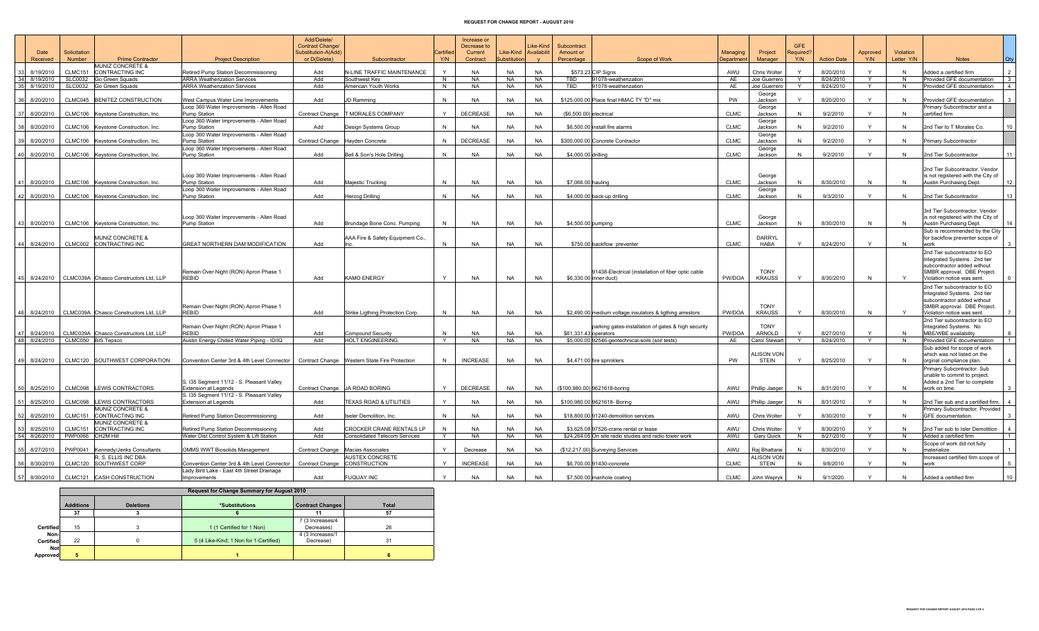# REQUEST FOR CHANGE REPORT - AUGUST 2010

| | Date Received | Solicitation Number | Prime Contractor | Project Description | Add/Delete/ Contract Change/ Substitution-A(Add) or D(Delete) | Subcontractor | Certified Y/N | Increase or Decrease to Current Contract | Like-Kind Substitution | Like-Kind Availability | Subcontract Amount or Percentage | Scope of Work | Managing Department | Project Manager | GFE Required? | Action Date | Approved Y/N | Violation Letter Y/N | Notes | Qty |
|---|---|---|---|---|---|---|---|---|---|---|---|---|---|---|---|---|---|---|---|---|
| 33 | 8/19/2010 | CLMC151 | MUNIZ CONCRETE & CONTRACTING INC | Retired Pump Station Decommissioning | Add | N-LINE TRAFFIC MAINTENANCE | Y | NA | NA | NA | $573.23 | CIP Signs | AWU | Chris Wolter | Y | 8/20/2010 | Y | N | Added a certified firm | 2 |
| 34 | 8/19/2010 | SLC0032 | Go Green Squads | ARRA Weatherization Services | Add | Southwest Key | N | NA | NA | NA | TBD | 91078-weatherization | AE | Joe Guerrero | Y | 8/24/2010 | Y | N | Provided GFE documentation | 3 |
| 35 | 8/19/2010 | SLC0032 | Go Green Squads | ARRA Weatherization Services | Add | American Youth Works | N | NA | NA | NA | TBD | 91078-weatherization | AE | Joe Guerrero | Y | 8/24/2010 | Y | N | Provided GFE documentation | 4 |
| 36 | 8/20/2010 | CLMC045 | BENITEZ CONSTRUCTION | West Campus Water Line Improvements | Add | JD Ramming | N | NA | NA | NA | $125,000.00 | Place final HMAC TY "D" mix | PW | George Jackson | Y | 8/20/2010 | Y | N | Provided GFE documentation | 3 |
| 37 | 8/20/2010 | CLMC106 | Keystone Construction, Inc. | Loop 360 Water Improvements - Allen Road Pump Station | Contract Change | T MORALES COMPANY | Y | DECREASE | NA | NA | ($6,500.00) | electrical | CLMC | George Jackson | N | 9/2/2010 | Y | N | Primary Subcontractor and a certified firm | |
| 38 | 8/20/2010 | CLMC106 | Keystone Construction, Inc. | Loop 360 Water Improvements - Allen Road Pump Station | Add | Design Systems Group | N | NA | NA | NA | $6,500.00 | install fire alarms | CLMC | George Jackson | N | 9/2/2010 | Y | N | 2nd Tier to T Morales Co. | 10 |
| 39 | 8/20/2010 | CLMC106 | Keystone Construction, Inc. | Loop 360 Water Improvements - Allen Road Pump Station | Contract Change | Hayden Concrete | N | DECREASE | NA | NA | $300,000.00 | Concrete Contractor | CLMC | George Jackson | N | 9/2/2010 | Y | N | Primary Subcontractor | |
| 40 | 8/20/2010 | CLMC106 | Keystone Construction, Inc. | Loop 360 Water Improvements - Allen Road Pump Station | Add | Bell & Son's Hole Drilling | N | NA | NA | NA | $4,000.00 | drilling | CLMC | George Jackson | N | 9/2/2010 | Y | N | 2nd Tier Subcontractor | 11 |
| 41 | 8/20/2010 | CLMC106 | Keystone Construction, Inc. | Loop 360 Water Improvements - Allen Road Pump Station | Add | Majestic Trucking | N | NA | NA | NA | $7,066.00 | hauling | CLMC | George Jackson | N | 8/30/2010 | N | N | 2nd Tier Subcontractor. Vendor is not registered with the City of Austin Purchasing Dept. | 12 |
| 42 | 8/20/2010 | CLMC106 | Keystone Construction, Inc. | Loop 360 Water Improvements - Allen Road Pump Station | Add | Herzog Drilling | N | NA | NA | NA | $4,000.00 | back-up drilling | CLMC | George Jackson | N | 9/3/2010 | Y | N | 2nd Tier Subcontractor. | 13 |
| 43 | 8/20/2010 | CLMC106 | Keystone Construction, Inc. | Loop 360 Water Improvements - Allen Road Pump Station | Add | Brundage Bone Conc. Pumping | N | NA | NA | NA | $4,500.00 | pumping | CLMC | George Jackson | N | 8/30/2010 | N | N | 3rd Tier Subcontractor. Vendor is not registered with the City of Austin Purchasing Dept. | 14 |
| 44 | 8/24/2010 | CLMC002 | MUNIZ CONCRETE & CONTRACTING INC | GREAT NORTHERN DAM MODIFICATION | Add | AAA Fire & Safety Equipment Co., Inc. | N | NA | NA | NA | $750.00 | backflow preventer | CLMC | DARRYL HABA | Y | 8/24/2010 | Y | N | Sub is recommended by the City for backflow preventer scope of work | 3 |
| 45 | 8/24/2010 | CLMC039A | Chasco Constructors Ltd, LLP | Remain Over Night (RON) Apron Phase 1 REBID | Add | KAMO ENERGY | Y | NA | NA | NA | $6,330.00 | 91438-Electrical (installation of fiber optic cable inner duct) | PW/DOA | TONY KRAUSS | Y | 8/30/2010 | N | Y | 2nd Tier subcontractor to EO Integrated Systems. 2nd tier subcontractor added without SMBR approval. DBE Project. Violation notice was sent. | 6 |
| 46 | 8/24/2010 | CLMC039A | Chasco Constructors Ltd, LLP | Remain Over Night (RON) Apron Phase 1 REBID | Add | Strike Ligthing Protection Corp. | N | NA | NA | NA | $2,490.00 | medium voltage insulators & ligthing arrestors | PW/DOA | TONY KRAUSS | Y | 8/30/2010 | N | Y | 2nd Tier subcontractor to EO Integrated Systems. 2nd tier subcontractor added without SMBR approval. DBE Project. Violation notice was sent. | 7 |
| 47 | 8/24/2010 | CLMC039A | Chasco Constructors Ltd, LLP | Remain Over Night (RON) Apron Phase 1 REBID | Add | Compound Security | N | NA | NA | NA | $61,331.43 | parking gates-installation of gates & high security operators | PW/DOA | TONY ARNOLD | Y | 8/27/2010 | Y | N | 2nd Tier subcontractor to EO Integrated Systems. No MBE/WBE availability | 8 |
| 48 | 8/24/2010 | CLMC050 | BIS Tepsco | Austin Energy Chilled Water Piping - ID/IQ | Add | HOLT ENGINEERING | Y | NA | NA | NA | $5,000.00 | 92546-geotechnical-soils (soil tests) | AE | Carol Stewart | Y | 8/24/2010 | Y | N | Provided GFE documentation | 1 |
| 49 | 8/24/2010 | CLMC120 | SOUTHWEST CORPORATION | Convention Center 3rd & 4th Level Connector | Contract Change | Western State Fire Protection | N | INCREASE | NA | NA | $4,471.00 | fire sprinklers | PW | ALISON VON STEIN | Y | 8/25/2010 | Y | N | Sub added for scope of work which was not listed on the orginal compliance plan. | 4 |
| 50 | 8/25/2010 | CLMC098 | LEWIS CONTRACTORS | S. I35 Segment 11/12 - S. Pleasant Valley Extension at Legends | Contract Change | JA ROAD BORING | Y | DECREASE | NA | NA | ($100,980.00) | 9621618-boring | AWU | Phillip Jaeger | N | 8/31/2010 | Y | N | Primary Subcontractor. Sub unable to commit to project. Added a 2nd Tier to complete work on time. | 3 |
| 51 | 8/25/2010 | CLMC098 | LEWIS CONTRACTORS | S. I35 Segment 11/12 - S. Pleasant Valley Extension at Legends | Add | TEXAS ROAD & UTILITIES | Y | NA | NA | NA | $100,980.00 | 9621618- Boring | AWU | Phillip Jaeger | N | 8/31/2010 | Y | N | 2nd Tier sub and a certified firm. | 4 |
| 52 | 8/25/2010 | CLMC151 | MUNIZ CONCRETE & CONTRACTING INC | Retired Pump Station Decommissioning | Add | Iseler Demolition, Inc. | N | NA | NA | NA | $18,800.00 | 91240-demolition services | AWU | Chris Wolter | Y | 8/30/2010 | Y | N | Primary Subcontractor. Provided GFE documentation. | 3 |
| 53 | 8/25/2010 | CLMC151 | MUNIZ CONCRETE & CONTRACTING INC | Retired Pump Station Decommissioning | Add | CROCKER CRANE RENTALS LP | N | NA | NA | NA | $3,625.08 | 97526-crane rental or lease | AWU | Chris Wolter | Y | 8/30/2010 | Y | N | 2nd Tier sub to Isler Demolition | 4 |
| 54 | 8/26/2010 | PWP0066 | CH2M Hill | Water Dist Control System & Lift Station | Add | Consolidated Telecom Services | Y | NA | NA | NA | $24,264.05 | On site radio studies and radio tower work | AWU | Gary Quick | N | 8/27/2010 | Y | N | Added a certified firm | 1 |
| 55 | 8/27/2010 | PWP0041 | Kennedy/Jenks Consultants | OMMS WWT Biosolids Management | Contract Change | Macias Associates | Y | Decrease | NA | NA | ($12,217.00) | Surveying Services | AWU | Raj Bhattarai | N | 8/30/2010 | Y | N | Scope of work did not fully materialize | 1 |
| 56 | 8/30/2010 | CLMC120 | R. S. ELLIS INC DBA SOUTHWEST CORP | Convention Center 3rd & 4th Level Connector | Contract Change | AUSTEX CONCRETE CONSTRUCTION | Y | INCREASE | NA | NA | $6,700.00 | 91430-concrete | CLMC | ALISON VON STEIN | N | 9/8/2010 | Y | N | Increased certified firm scope of work | 5 |
| 57 | 8/30/2010 | CLMC121 | CASH CONSTRUCTION | Lady Bird Lake - East 4th Street Drainage Improvements | Add | FUQUAY INC | Y | NA | NA | NA | $7,500.00 | manhole coating | CLMC | John Wepryk | N | 9/1/2020 | Y | N | Added a certified firm | 10 |

| | Request for Change Summary for August 2010 | | | | |
|---|---|---|---|---|---|
| | **Additions** | **Deletions** | ***Substitutions** | **Contract Changes** | **Total** |
| | 37 | 3 | 6 | 11 | 57 |
| **Certified** | 15 | 3 | 1 (1 Certified for 1 Non) | 7 (3 Increases/4 Decreases) | 26 |
| **Non-Certified** | 22 | 0 | 5 (4 Like-Kind; 1 Non for 1-Certified) | 4 (3 Increases/1 Decrease) | 31 |
| **Not Approved** | 5 | | 1 | | 6 |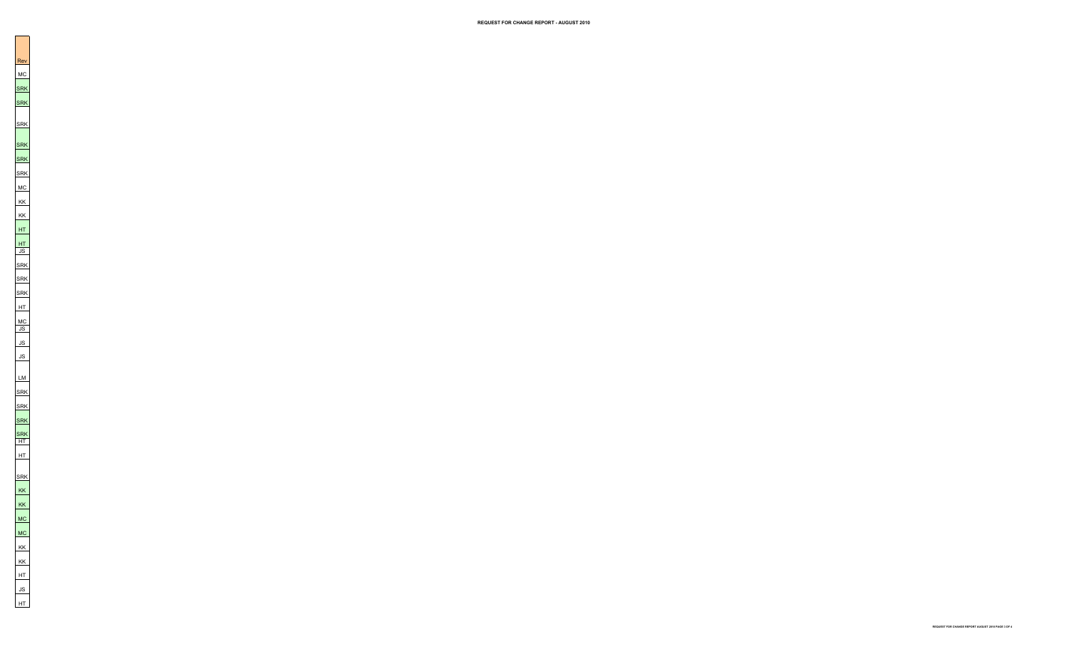# REQUEST FOR CHANGE REPORT - AUGUST 2010

| Rev |
| --- |
| MC |
| SRK |
| SRK |
| SRK |
| SRK |
| SRK |
| SRK |
| MC |
| KK |
| KK |
| HT |
| HT |
| JS |
| SRK |
| SRK |
| SRK |
| HT |
| MC |
| JS |
| JS |
| JS |
| LM |
| SRK |
| SRK |
| SRK |
| SRK |
| HT |
| HT |
| SRK |
| KK |
| KK |
| MC |
| MC |
| KK |
| KK |
| HT |
| JS |
| HT |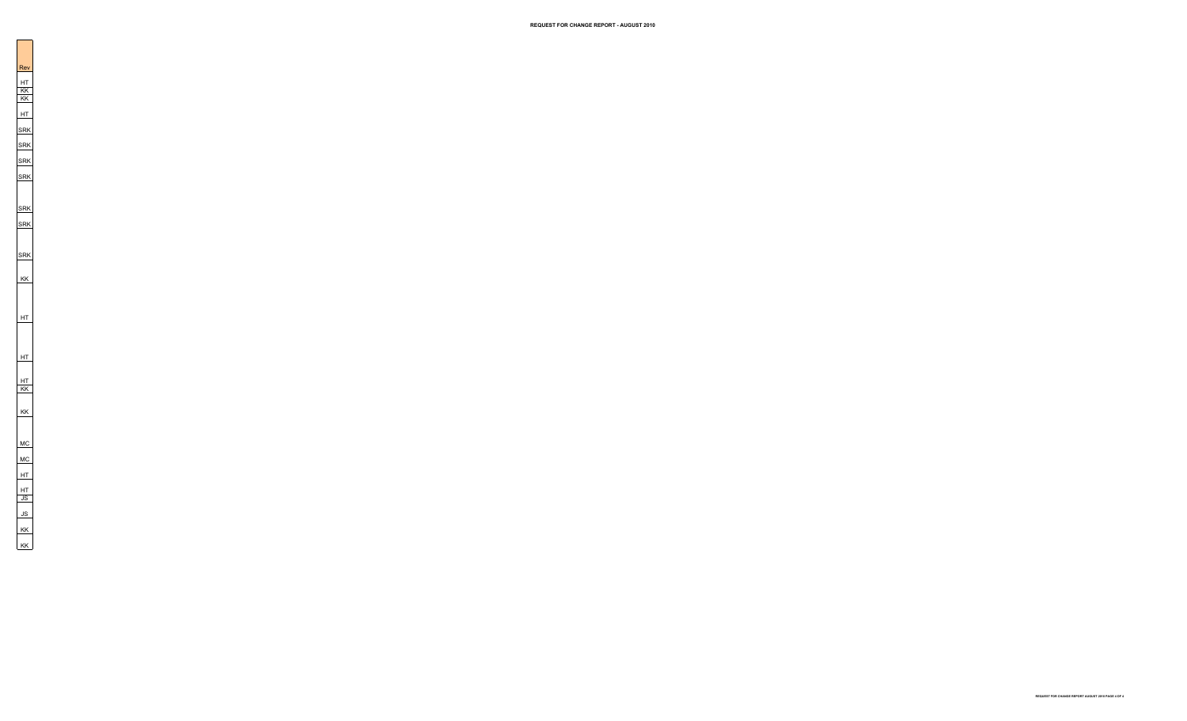# REQUEST FOR CHANGE REPORT - AUGUST 2010

| Rev |
| --- |
| HT |
| KK |
| KK |
| HT |
| SRK |
| SRK |
| SRK |
| SRK |
| SRK |
| SRK |
| SRK |
| KK |
| HT |
| HT |
| HT |
| KK |
| KK |
| MC |
| MC |
| HT |
| HT |
| JS |
| JS |
| KK |
| KK |